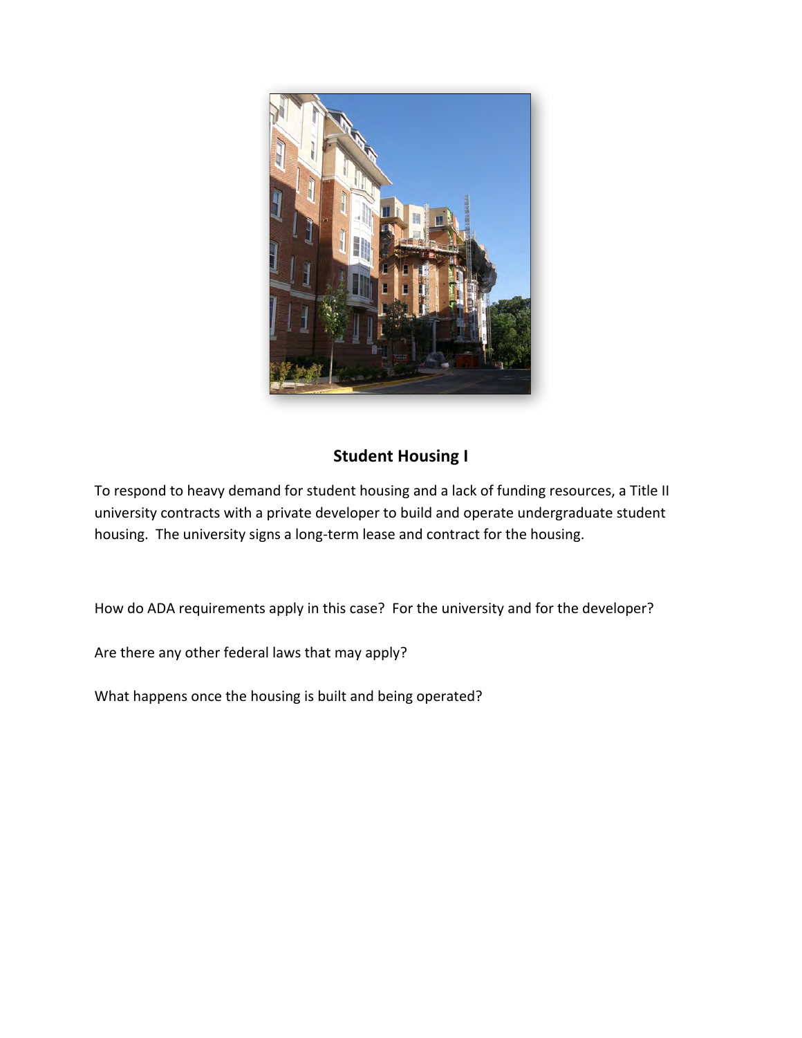## Student Housing I

To respond to heavy demand for student housing and a lack of funding resources, a Title II university contracts with a private developer to build and operate undergraduate student housing. The university signs a long-term lease and contract for the housing.

How do ADA requirements apply in this case? For the university and for the developer?

Are there any other federal laws that may apply?

What happens once the housing is built and being operated?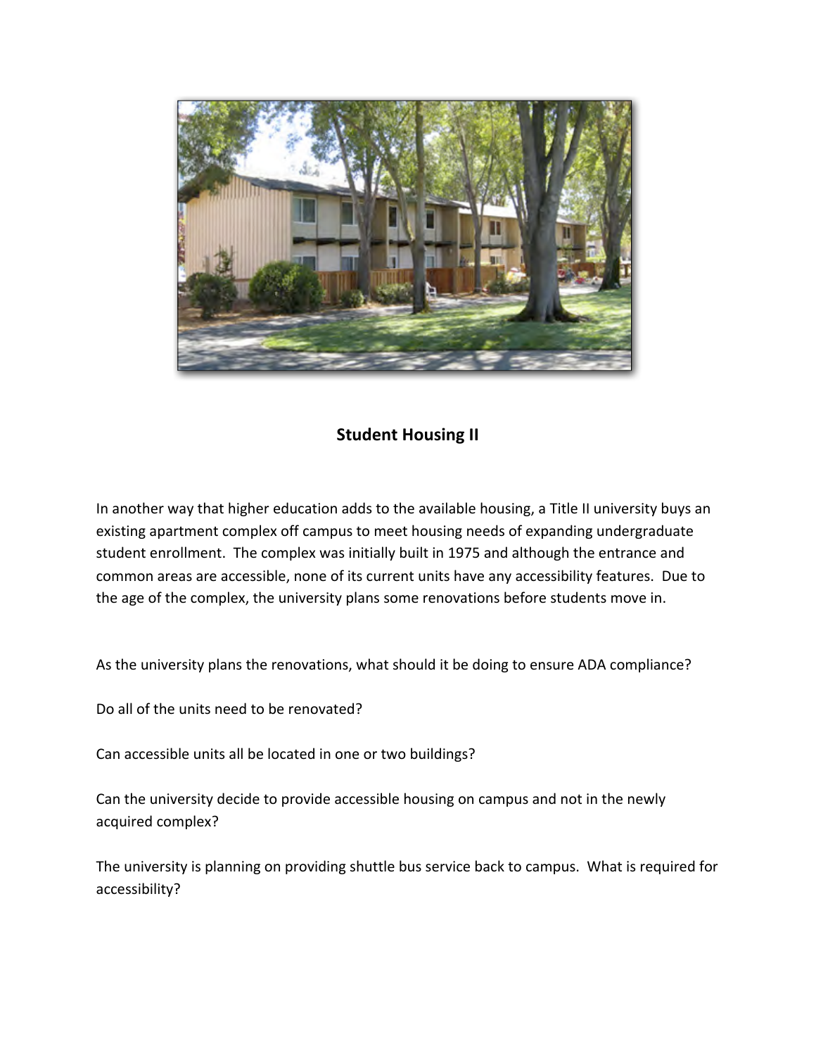## Student Housing II

In another way that higher education adds to the available housing, a Title II university buys an existing apartment complex off campus to meet housing needs of expanding undergraduate student enrollment. The complex was initially built in 1975 and although the entrance and common areas are accessible, none of its current units have any accessibility features. Due to the age of the complex, the university plans some renovations before students move in.

As the university plans the renovations, what should it be doing to ensure ADA compliance?

Do all of the units need to be renovated?

Can accessible units all be located in one or two buildings?

Can the university decide to provide accessible housing on campus and not in the newly acquired complex?

The university is planning on providing shuttle bus service back to campus. What is required for accessibility?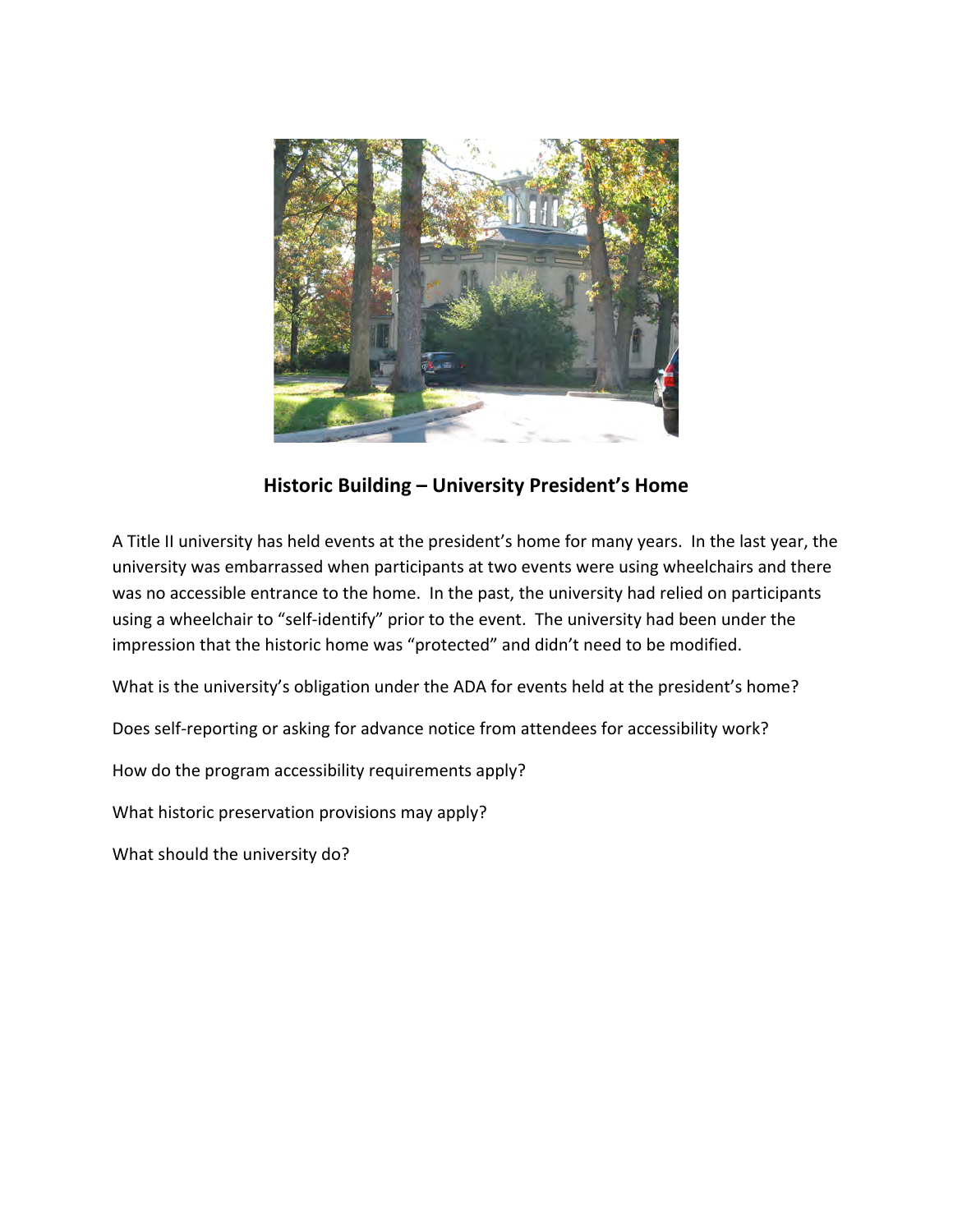## Historic Building – University President's Home

A Title II university has held events at the president's home for many years. In the last year, the university was embarrassed when participants at two events were using wheelchairs and there was no accessible entrance to the home. In the past, the university had relied on participants using a wheelchair to "self-identify" prior to the event. The university had been under the impression that the historic home was "protected" and didn't need to be modified.

What is the university's obligation under the ADA for events held at the president's home?

Does self-reporting or asking for advance notice from attendees for accessibility work?

How do the program accessibility requirements apply?

What historic preservation provisions may apply?

What should the university do?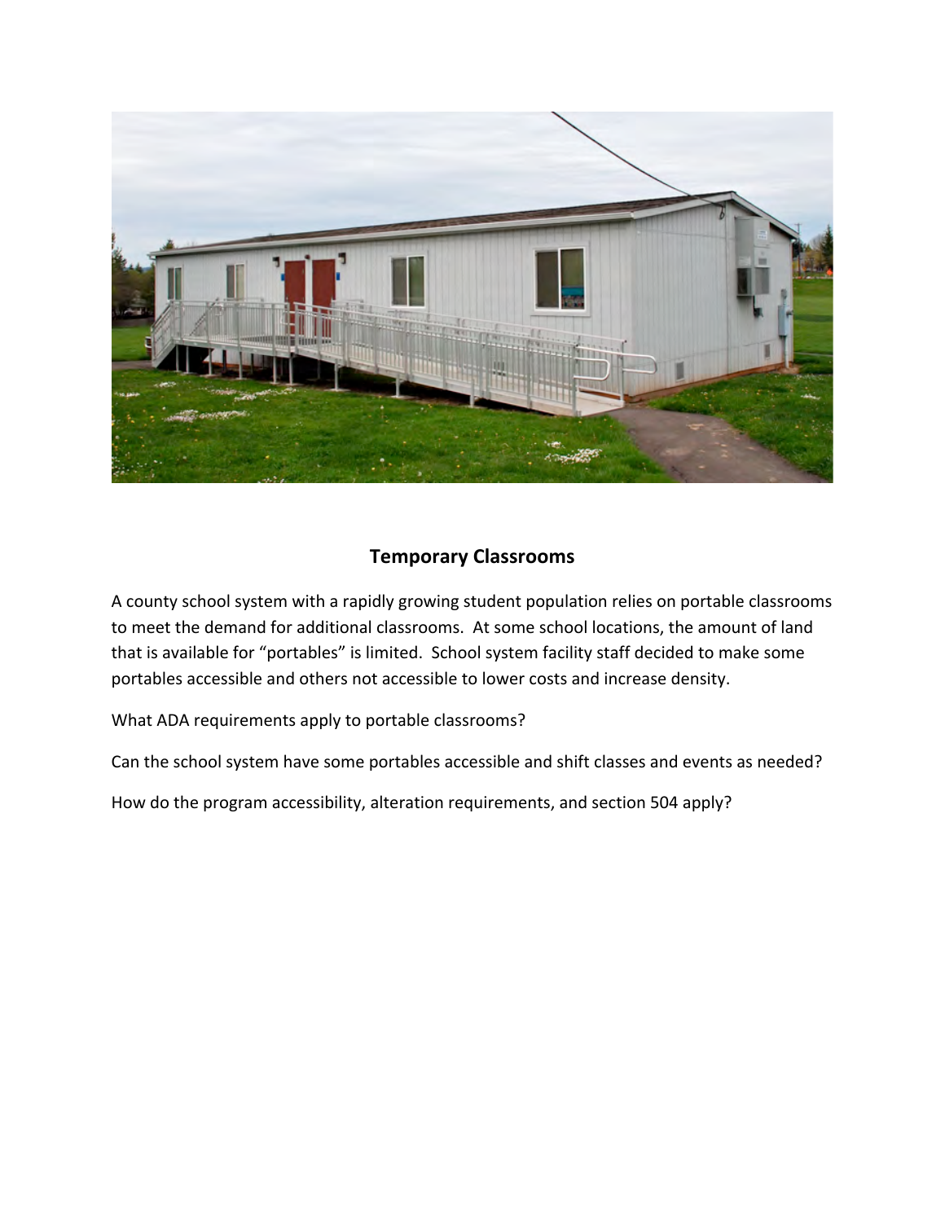## Temporary Classrooms

A county school system with a rapidly growing student population relies on portable classrooms to meet the demand for additional classrooms. At some school locations, the amount of land that is available for "portables" is limited. School system facility staff decided to make some portables accessible and others not accessible to lower costs and increase density.

What ADA requirements apply to portable classrooms?

Can the school system have some portables accessible and shift classes and events as needed?

How do the program accessibility, alteration requirements, and section 504 apply?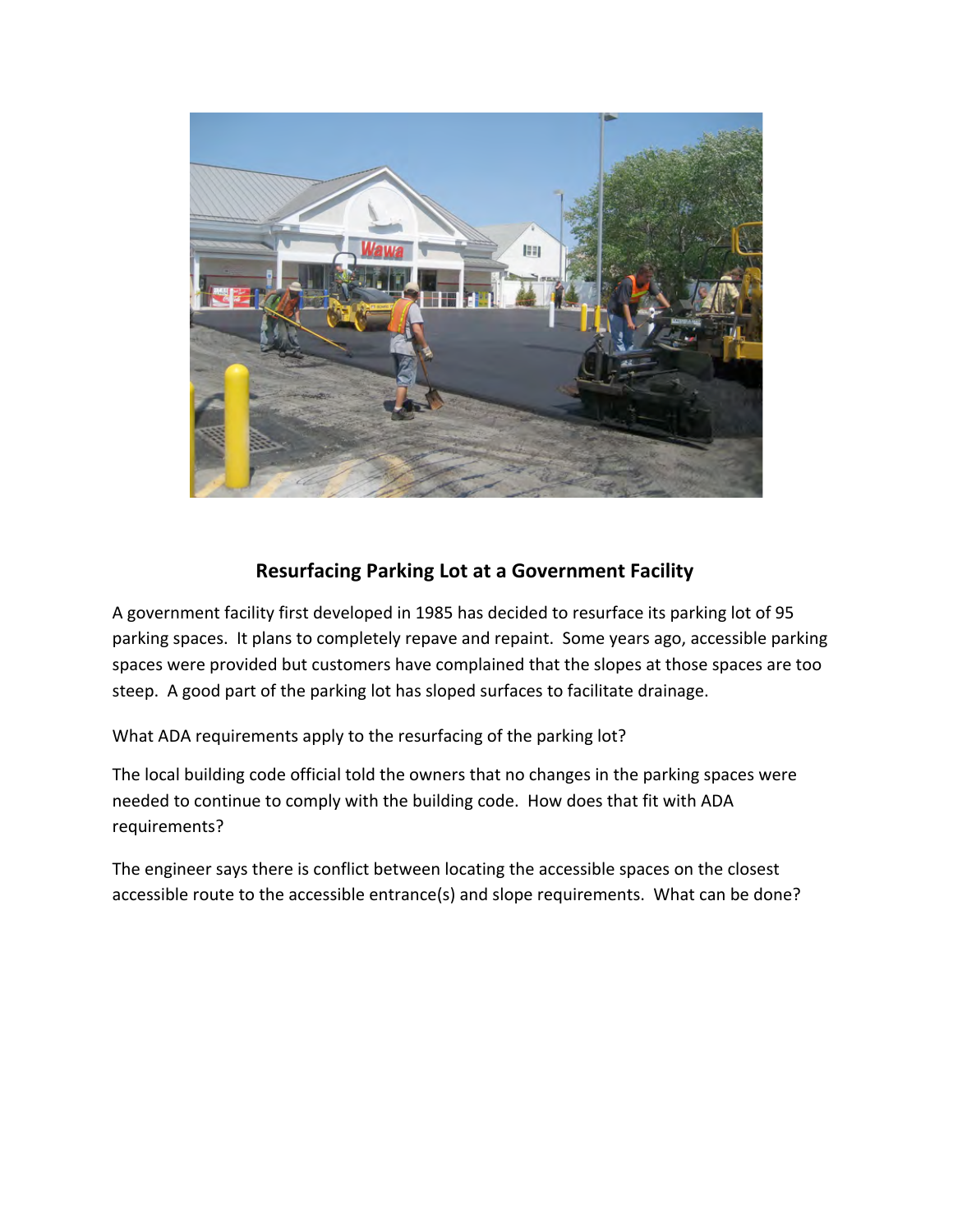## Resurfacing Parking Lot at a Government Facility

A government facility first developed in 1985 has decided to resurface its parking lot of 95 parking spaces. It plans to completely repave and repaint. Some years ago, accessible parking spaces were provided but customers have complained that the slopes at those spaces are too steep. A good part of the parking lot has sloped surfaces to facilitate drainage.

What ADA requirements apply to the resurfacing of the parking lot?

The local building code official told the owners that no changes in the parking spaces were needed to continue to comply with the building code. How does that fit with ADA requirements?

The engineer says there is conflict between locating the accessible spaces on the closest accessible route to the accessible entrance(s) and slope requirements. What can be done?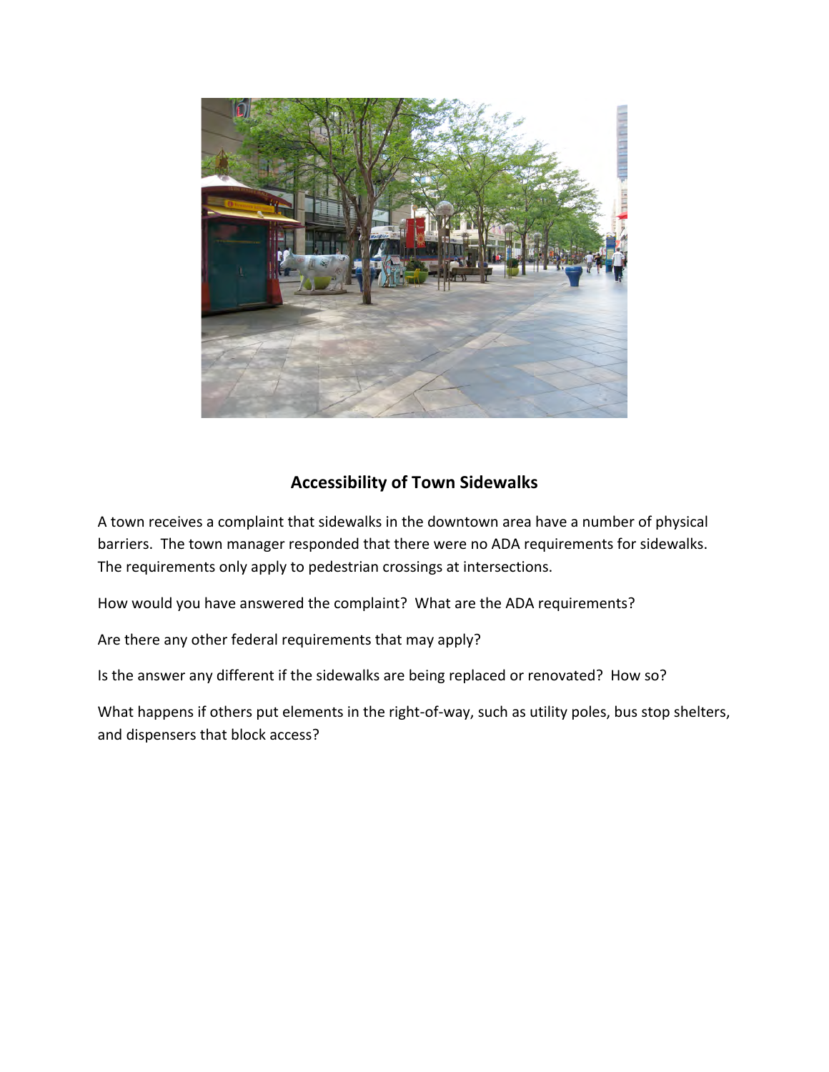## Accessibility of Town Sidewalks

A town receives a complaint that sidewalks in the downtown area have a number of physical barriers. The town manager responded that there were no ADA requirements for sidewalks. The requirements only apply to pedestrian crossings at intersections.

How would you have answered the complaint? What are the ADA requirements?

Are there any other federal requirements that may apply?

Is the answer any different if the sidewalks are being replaced or renovated? How so?

What happens if others put elements in the right-of-way, such as utility poles, bus stop shelters, and dispensers that block access?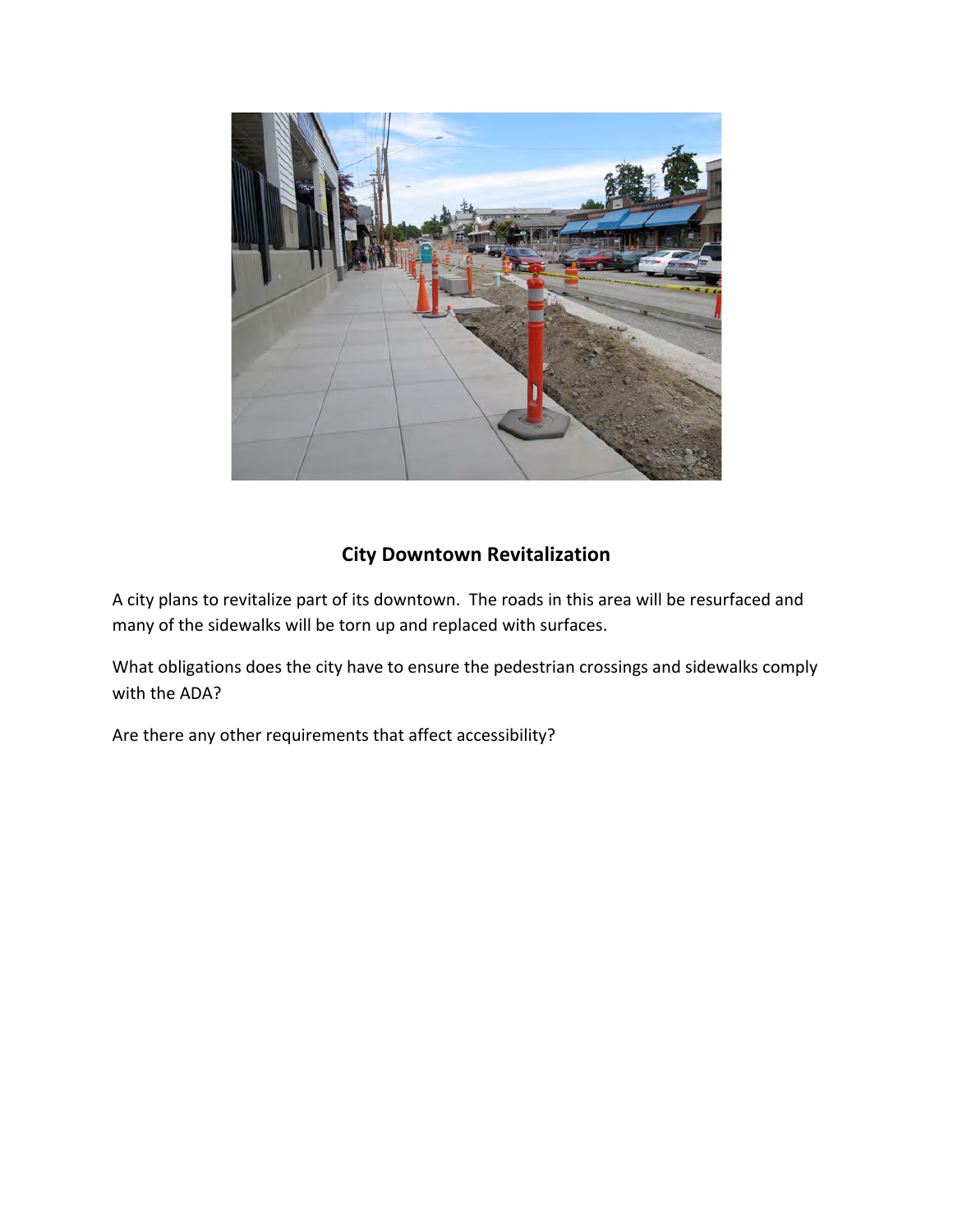## City Downtown Revitalization

A city plans to revitalize part of its downtown. The roads in this area will be resurfaced and many of the sidewalks will be torn up and replaced with surfaces.

What obligations does the city have to ensure the pedestrian crossings and sidewalks comply with the ADA?

Are there any other requirements that affect accessibility?